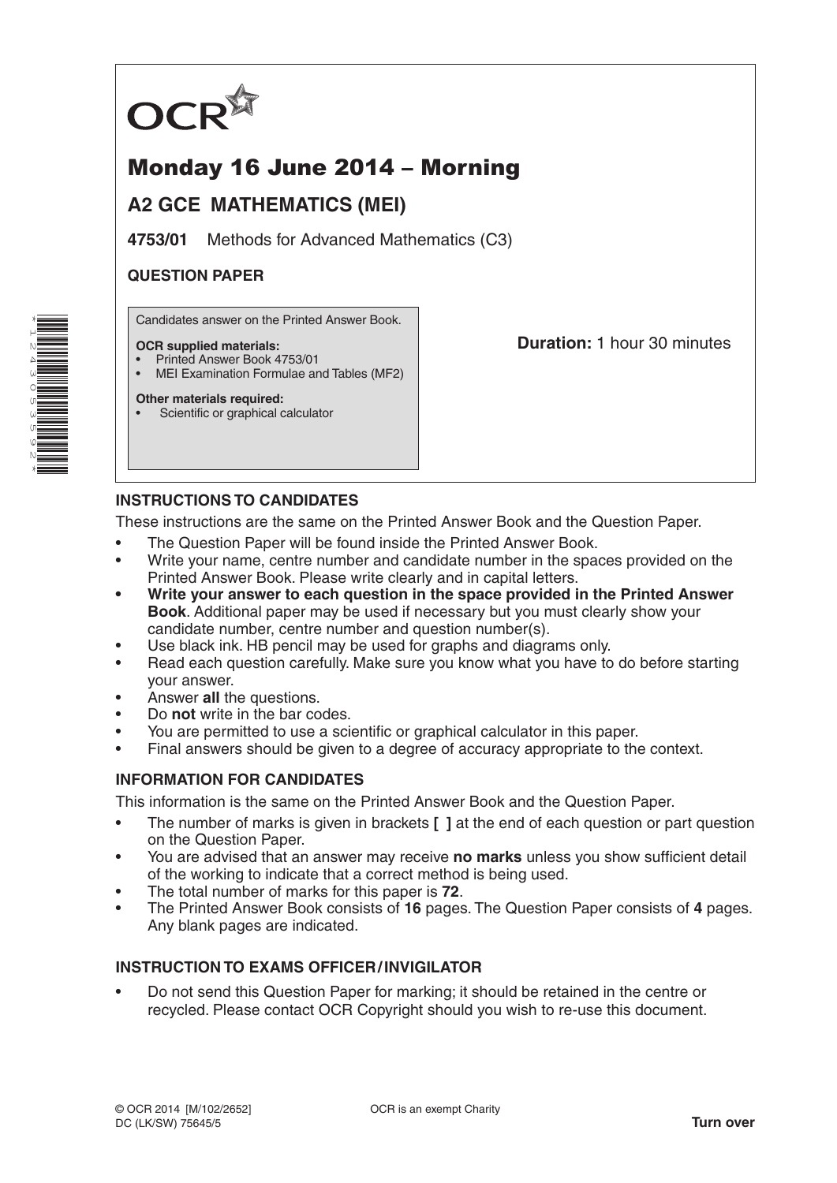OCR

# Monday 16 June 2014 – Morning

## A2 GCE MATHEMATICS (MEI)

**4753/01** Methods for Advanced Mathematics (C3)

**QUESTION PAPER**

Candidates answer on the Printed Answer Book.

**OCR supplied materials:**
- Printed Answer Book 4753/01
- MEI Examination Formulae and Tables (MF2)

**Other materials required:**
- Scientific or graphical calculator

**Duration:** 1 hour 30 minutes

### INSTRUCTIONS TO CANDIDATES

These instructions are the same on the Printed Answer Book and the Question Paper.

- The Question Paper will be found inside the Printed Answer Book.
- Write your name, centre number and candidate number in the spaces provided on the Printed Answer Book. Please write clearly and in capital letters.
- **Write your answer to each question in the space provided in the Printed Answer Book**. Additional paper may be used if necessary but you must clearly show your candidate number, centre number and question number(s).
- Use black ink. HB pencil may be used for graphs and diagrams only.
- Read each question carefully. Make sure you know what you have to do before starting your answer.
- Answer **all** the questions.
- Do **not** write in the bar codes.
- You are permitted to use a scientific or graphical calculator in this paper.
- Final answers should be given to a degree of accuracy appropriate to the context.

### INFORMATION FOR CANDIDATES

This information is the same on the Printed Answer Book and the Question Paper.

- The number of marks is given in brackets **[ ]** at the end of each question or part question on the Question Paper.
- You are advised that an answer may receive **no marks** unless you show sufficient detail of the working to indicate that a correct method is being used.
- The total number of marks for this paper is **72**.
- The Printed Answer Book consists of **16** pages. The Question Paper consists of **4** pages. Any blank pages are indicated.

### INSTRUCTION TO EXAMS OFFICER / INVIGILATOR

- Do not send this Question Paper for marking; it should be retained in the centre or recycled. Please contact OCR Copyright should you wish to re-use this document.

© OCR 2014 [M/102/2652]
DC (LK/SW) 75645/5

OCR is an exempt Charity

**Turn over**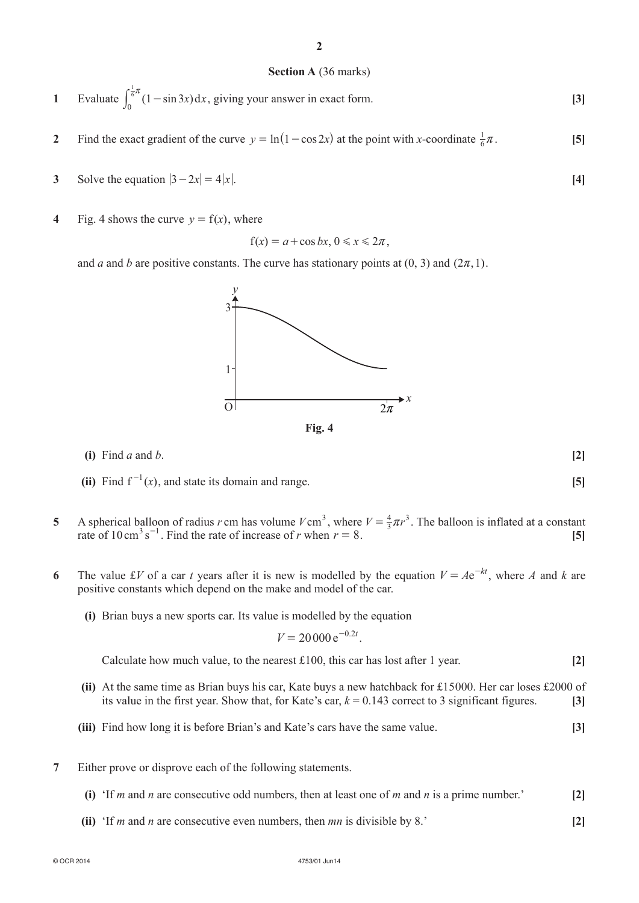## Section A (36 marks)

**1** Evaluate $\int_0^{\frac{1}{6}\pi} (1 - \sin 3x)\,dx$, giving your answer in exact form. **[3]**

**2** Find the exact gradient of the curve $y = \ln(1 - \cos 2x)$ at the point with $x$-coordinate $\frac{1}{6}\pi$. **[5]**

**3** Solve the equation $|3 - 2x| = 4|x|$. **[4]**

**4** Fig. 4 shows the curve $y = f(x)$, where

$$f(x) = a + \cos bx,\ 0 \leqslant x \leqslant 2\pi,$$

and $a$ and $b$ are positive constants. The curve has stationary points at $(0, 3)$ and $(2\pi, 1)$.

**Fig. 4**

**(i)** Find $a$ and $b$. **[2]**

**(ii)** Find $f^{-1}(x)$, and state its domain and range. **[5]**

**5** A spherical balloon of radius $r$ cm has volume $V\,\text{cm}^3$, where $V = \frac{4}{3}\pi r^3$. The balloon is inflated at a constant rate of $10\,\text{cm}^3\,\text{s}^{-1}$. Find the rate of increase of $r$ when $r = 8$. **[5]**

**6** The value £$V$ of a car $t$ years after it is new is modelled by the equation $V = Ae^{-kt}$, where $A$ and $k$ are positive constants which depend on the make and model of the car.

**(i)** Brian buys a new sports car. Its value is modelled by the equation

$$V = 20\,000\,e^{-0.2t}.$$

Calculate how much value, to the nearest £100, this car has lost after 1 year. **[2]**

**(ii)** At the same time as Brian buys his car, Kate buys a new hatchback for £15000. Her car loses £2000 of its value in the first year. Show that, for Kate's car, $k = 0.143$ correct to 3 significant figures. **[3]**

**(iii)** Find how long it is before Brian's and Kate's cars have the same value. **[3]**

**7** Either prove or disprove each of the following statements.

**(i)** 'If $m$ and $n$ are consecutive odd numbers, then at least one of $m$ and $n$ is a prime number.' **[2]**

**(ii)** 'If $m$ and $n$ are consecutive even numbers, then $mn$ is divisible by 8.' **[2]**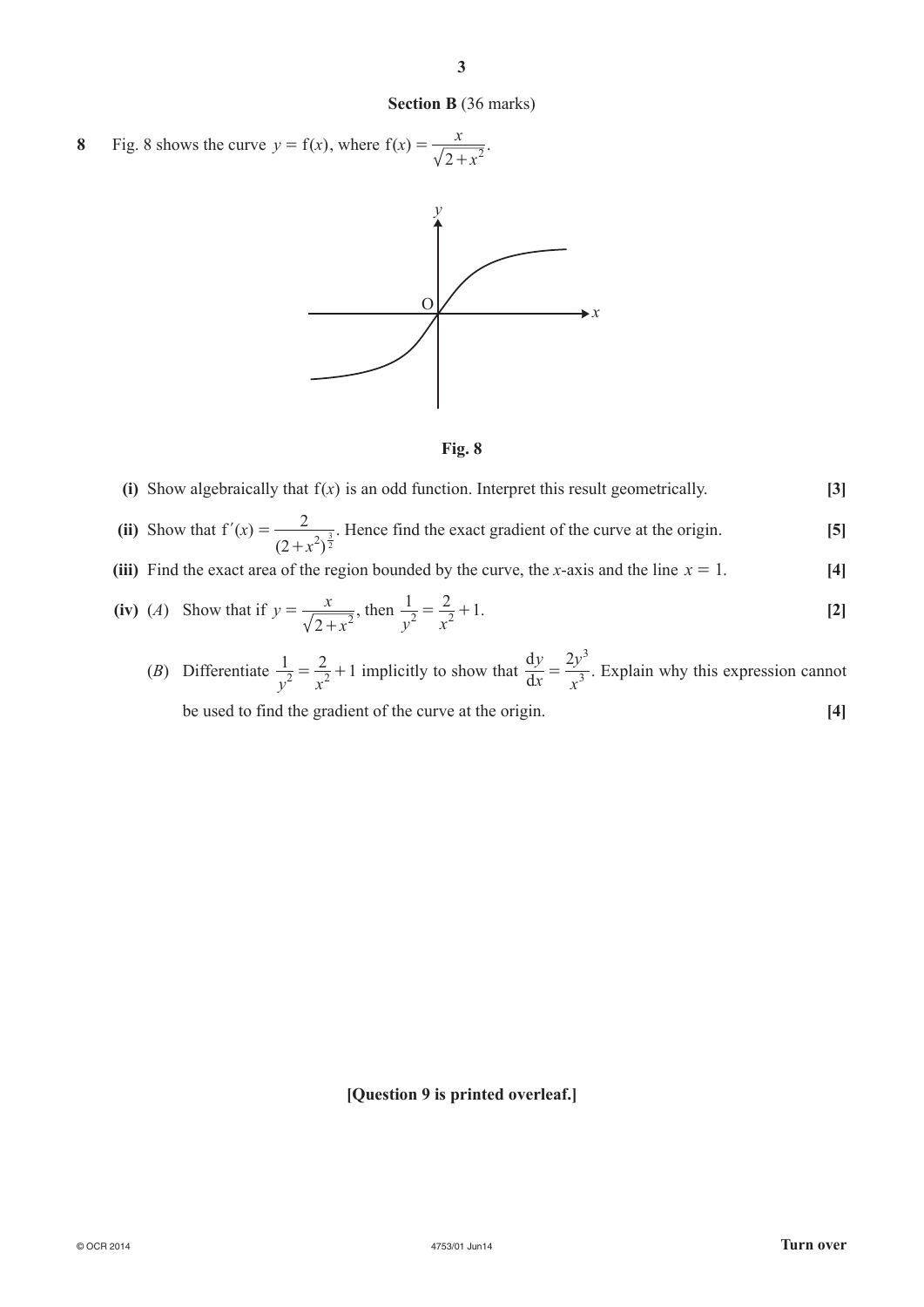**Section B** (36 marks)

**8** Fig. 8 shows the curve $y = \mathrm{f}(x)$, where $\mathrm{f}(x) = \dfrac{x}{\sqrt{2+x^2}}$.

**Fig. 8**

**(i)** Show algebraically that $\mathrm{f}(x)$ is an odd function. Interpret this result geometrically. **[3]**

**(ii)** Show that $\mathrm{f}'(x) = \dfrac{2}{(2+x^2)^{\frac{3}{2}}}$. Hence find the exact gradient of the curve at the origin. **[5]**

**(iii)** Find the exact area of the region bounded by the curve, the $x$-axis and the line $x = 1$. **[4]**

**(iv)** (*A*) Show that if $y = \dfrac{x}{\sqrt{2+x^2}}$, then $\dfrac{1}{y^2} = \dfrac{2}{x^2} + 1$. **[2]**

(*B*) Differentiate $\dfrac{1}{y^2} = \dfrac{2}{x^2} + 1$ implicitly to show that $\dfrac{\mathrm{d}y}{\mathrm{d}x} = \dfrac{2y^3}{x^3}$. Explain why this expression cannot be used to find the gradient of the curve at the origin. **[4]**

**[Question 9 is printed overleaf.]**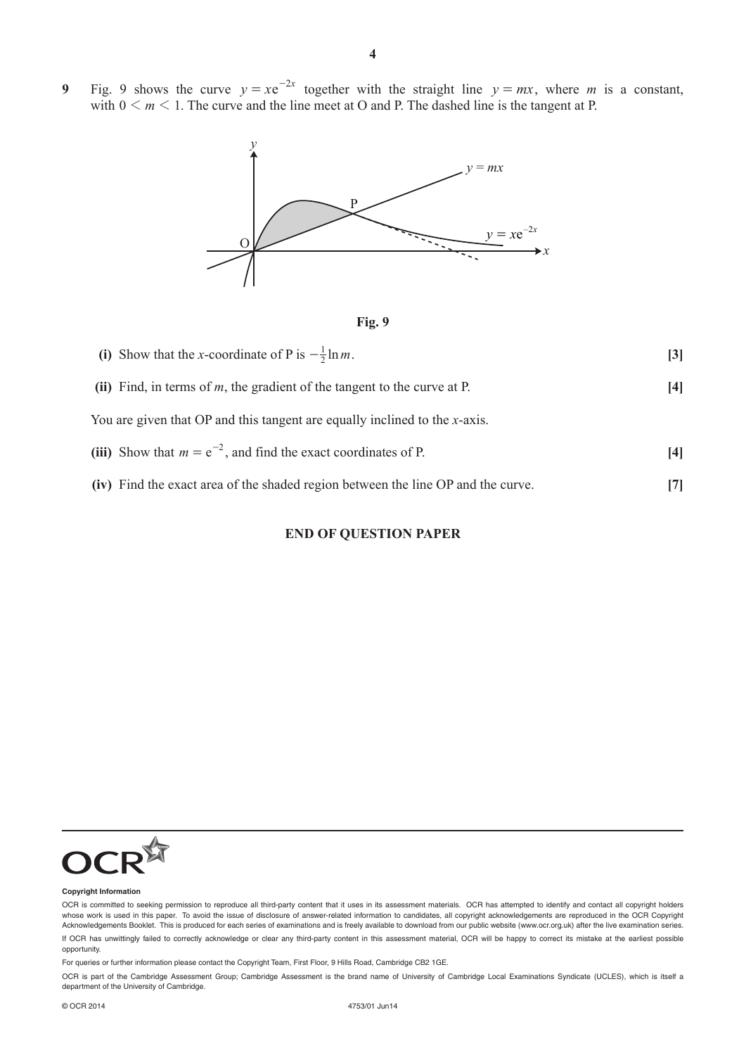**9** Fig. 9 shows the curve $y = xe^{-2x}$ together with the straight line $y = mx$, where $m$ is a constant, with $0 < m < 1$. The curve and the line meet at O and P. The dashed line is the tangent at P.

$y$

$y = mx$

P

$y = xe^{-2x}$

O

$x$

**Fig. 9**

**(i)** Show that the $x$-coordinate of P is $-\frac{1}{2}\ln m$. **[3]**

**(ii)** Find, in terms of $m$, the gradient of the tangent to the curve at P. **[4]**

You are given that OP and this tangent are equally inclined to the $x$-axis.

**(iii)** Show that $m = e^{-2}$, and find the exact coordinates of P. **[4]**

**(iv)** Find the exact area of the shaded region between the line OP and the curve. **[7]**

**END OF QUESTION PAPER**

**Copyright Information**

OCR is committed to seeking permission to reproduce all third-party content that it uses in its assessment materials. OCR has attempted to identify and contact all copyright holders whose work is used in this paper. To avoid the issue of disclosure of answer-related information to candidates, all copyright acknowledgements are reproduced in the OCR Copyright Acknowledgements Booklet. This is produced for each series of examinations and is freely available to download from our public website (www.ocr.org.uk) after the live examination series.

If OCR has unwittingly failed to correctly acknowledge or clear any third-party content in this assessment material, OCR will be happy to correct its mistake at the earliest possible opportunity.

For queries or further information please contact the Copyright Team, First Floor, 9 Hills Road, Cambridge CB2 1GE.

OCR is part of the Cambridge Assessment Group; Cambridge Assessment is the brand name of University of Cambridge Local Examinations Syndicate (UCLES), which is itself a department of the University of Cambridge.

© OCR 2014 4753/01 Jun14